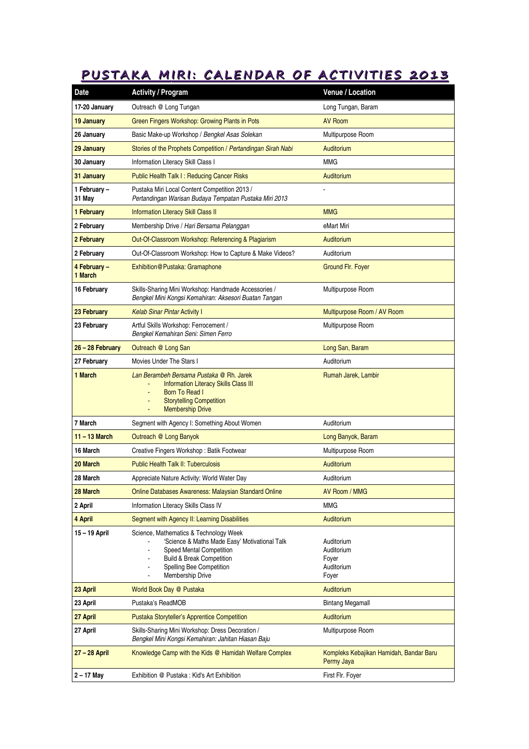# PUSTAKA MIRI: CALENDAR OF ACTIVITIES 2013

| Date | Activity / Program | Venue / Location |
|---|---|---|
| **17-20 January** | Outreach @ Long Tungan | Long Tungan, Baram |
| **19 January** | Green Fingers Workshop: Growing Plants in Pots | AV Room |
| **26 January** | Basic Make-up Workshop / *Bengkel Asas Solekan* | Multipurpose Room |
| **29 January** | Stories of the Prophets Competition / *Pertandingan Sirah Nabi* | Auditorium |
| **30 January** | Information Literacy Skill Class I | MMG |
| **31 January** | Public Health Talk I : Reducing Cancer Risks | Auditorium |
| **1 February – 31 May** | Pustaka Miri Local Content Competition 2013 / *Pertandingan Warisan Budaya Tempatan Pustaka Miri 2013* | - |
| **1 February** | Information Literacy Skill Class II | MMG |
| **2 February** | Membership Drive / *Hari Bersama Pelanggan* | eMart Miri |
| **2 February** | Out-Of-Classroom Workshop: Referencing & Plagiarism | Auditorium |
| **2 February** | Out-Of-Classroom Workshop: How to Capture & Make Videos? | Auditorium |
| **4 February – 1 March** | Exhibition@Pustaka: Gramaphone | Ground Flr. Foyer |
| **16 February** | Skills-Sharing Mini Workshop: Handmade Accessories / *Bengkel Mini Kongsi Kemahiran: Aksesori Buatan Tangan* | Multipurpose Room |
| **23 February** | *Kelab Sinar Pintar* Activity I | Multipurpose Room / AV Room |
| **23 February** | Artful Skills Workshop: Ferrocement / *Bengkel Kemahiran Seni: Simen Ferro* | Multipurpose Room |
| **26 – 28 February** | Outreach @ Long San | Long San, Baram |
| **27 February** | Movies Under The Stars I | Auditorium |
| **1 March** | *Lan Berambeh Bersama Pustaka* @ Rh. Jarek<br>- Information Literacy Skills Class III<br>- Born To Read I<br>- Storytelling Competition<br>- Membership Drive | Rumah Jarek, Lambir |
| **7 March** | Segment with Agency I: Something About Women | Auditorium |
| **11 – 13 March** | Outreach @ Long Banyok | Long Banyok, Baram |
| **16 March** | Creative Fingers Workshop : Batik Footwear | Multipurpose Room |
| **20 March** | Public Health Talk II: Tuberculosis | Auditorium |
| **28 March** | Appreciate Nature Activity: World Water Day | Auditorium |
| **28 March** | Online Databases Awareness: Malaysian Standard Online | AV Room / MMG |
| **2 April** | Information Literacy Skills Class IV | MMG |
| **4 April** | Segment with Agency II: Learning Disabilities | Auditorium |
| **15 – 19 April** | Science, Mathematics & Technology Week<br>- 'Science & Maths Made Easy' Motivational Talk<br>- Speed Mental Competition<br>- Build & Break Competition<br>- Spelling Bee Competition<br>- Membership Drive | <br>Auditorium<br>Auditorium<br>Foyer<br>Auditorium<br>Foyer |
| **23 April** | World Book Day @ Pustaka | Auditorium |
| **23 April** | Pustaka's ReadMOB | Bintang Megamall |
| **27 April** | Pustaka Storyteller's Apprentice Competition | Auditorium |
| **27 April** | Skills-Sharing Mini Workshop: Dress Decoration / *Bengkel Mini Kongsi Kemahiran: Jahitan Hiasan Baju* | Multipurpose Room |
| **27 – 28 April** | Knowledge Camp with the Kids @ Hamidah Welfare Complex | Kompleks Kebajikan Hamidah, Bandar Baru Permy Jaya |
| **2 – 17 May** | Exhibition @ Pustaka : Kid's Art Exhibition | First Flr. Foyer |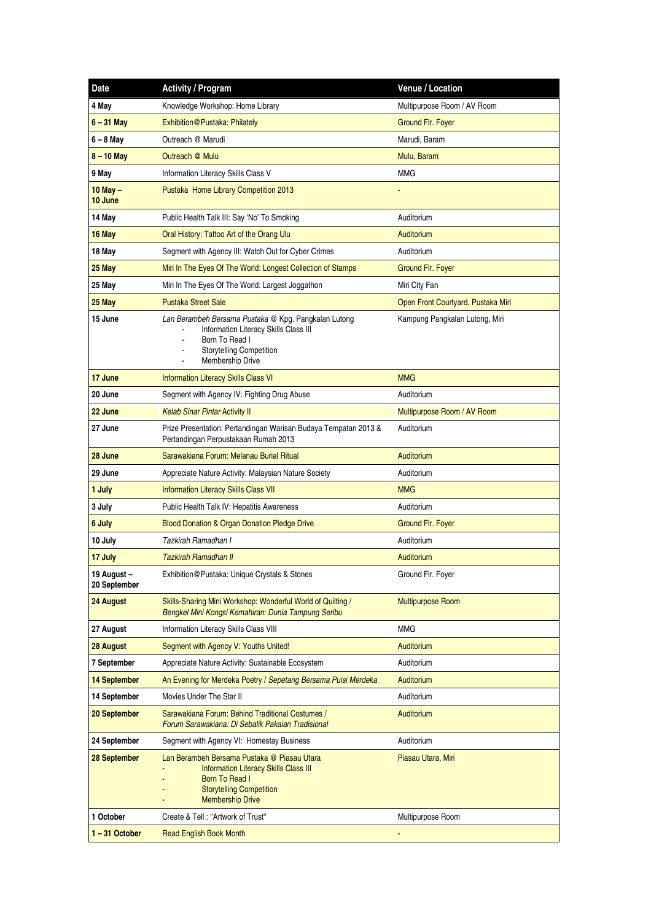| Date | Activity / Program | Venue / Location |
|---|---|---|
| 4 May | Knowledge Workshop: Home Library | Multipurpose Room / AV Room |
| 6 – 31 May | Exhibition@Pustaka: Philately | Ground Flr. Foyer |
| 6 – 8 May | Outreach @ Marudi | Marudi, Baram |
| 8 – 10 May | Outreach @ Mulu | Mulu, Baram |
| 9 May | Information Literacy Skills Class V | MMG |
| 10 May – 10 June | Pustaka Home Library Competition 2013 | - |
| 14 May | Public Health Talk III: Say 'No' To Smoking | Auditorium |
| 16 May | Oral History: Tattoo Art of the Orang Ulu | Auditorium |
| 18 May | Segment with Agency III: Watch Out for Cyber Crimes | Auditorium |
| 25 May | Miri In The Eyes Of The World: Longest Collection of Stamps | Ground Flr. Foyer |
| 25 May | Miri In The Eyes Of The World: Largest Joggathon | Miri City Fan |
| 25 May | Pustaka Street Sale | Open Front Courtyard, Pustaka Miri |
| 15 June | *Lan Berambeh Bersama Pustaka* @ Kpg. Pangkalan Lutong<br>- Information Literacy Skills Class III<br>- Born To Read I<br>- Storytelling Competition<br>- Membership Drive | Kampung Pangkalan Lutong, Miri |
| 17 June | Information Literacy Skills Class VI | MMG |
| 20 June | Segment with Agency IV: Fighting Drug Abuse | Auditorium |
| 22 June | *Kelab Sinar Pintar* Activity II | Multipurpose Room / AV Room |
| 27 June | Prize Presentation: Pertandingan Warisan Budaya Tempatan 2013 & Pertandingan Perpustakaan Rumah 2013 | Auditorium |
| 28 June | Sarawakiana Forum: Melanau Burial Ritual | Auditorium |
| 29 June | Appreciate Nature Activity: Malaysian Nature Society | Auditorium |
| 1 July | Information Literacy Skills Class VII | MMG |
| 3 July | Public Health Talk IV: Hepatitis Awareness | Auditorium |
| 6 July | Blood Donation & Organ Donation Pledge Drive | Ground Flr. Foyer |
| 10 July | *Tazkirah Ramadhan I* | Auditorium |
| 17 July | *Tazkirah Ramadhan II* | Auditorium |
| 19 August – 20 September | Exhibition@Pustaka: Unique Crystals & Stones | Ground Flr. Foyer |
| 24 August | Skills-Sharing Mini Workshop: Wonderful World of Quilting / *Bengkel Mini Kongsi Kemahiran: Dunia Tampung Seribu* | Multipurpose Room |
| 27 August | Information Literacy Skills Class VIII | MMG |
| 28 August | Segment with Agency V: Youths United! | Auditorium |
| 7 September | Appreciate Nature Activity: Sustainable Ecosystem | Auditorium |
| 14 September | An Evening for Merdeka Poetry / *Sepetang Bersama Puisi Merdeka* | Auditorium |
| 14 September | Movies Under The Star II | Auditorium |
| 20 September | Sarawakiana Forum: Behind Traditional Costumes / *Forum Sarawakiana: Di Sebalik Pakaian Tradisional* | Auditorium |
| 24 September | Segment with Agency VI: Homestay Business | Auditorium |
| 28 September | Lan Berambeh Bersama Pustaka @ Piasau Utara<br>- Information Literacy Skills Class III<br>- Born To Read I<br>- Storytelling Competition<br>- Membership Drive | Piasau Utara, Miri |
| 1 October | Create & Tell : "Artwork of Trust" | Multipurpose Room |
| 1 – 31 October | Read English Book Month | - |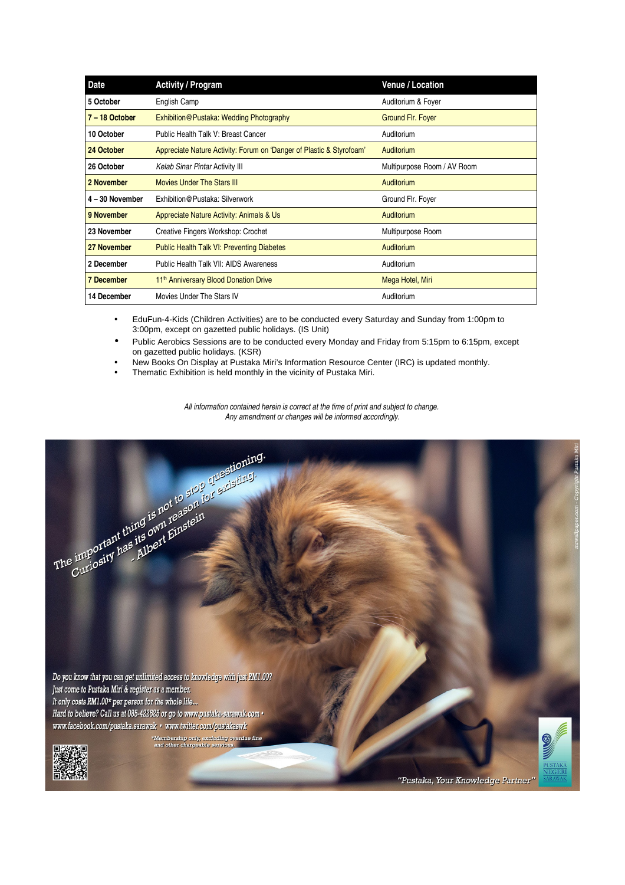| Date | Activity / Program | Venue / Location |
|---|---|---|
| 5 October | English Camp | Auditorium & Foyer |
| 7 – 18 October | Exhibition@Pustaka: Wedding Photography | Ground Flr. Foyer |
| 10 October | Public Health Talk V: Breast Cancer | Auditorium |
| 24 October | Appreciate Nature Activity: Forum on 'Danger of Plastic & Styrofoam' | Auditorium |
| 26 October | *Kelab Sinar Pintar* Activity III | Multipurpose Room / AV Room |
| 2 November | Movies Under The Stars III | Auditorium |
| 4 – 30 November | Exhibition@Pustaka: Silverwork | Ground Flr. Foyer |
| 9 November | Appreciate Nature Activity: Animals & Us | Auditorium |
| 23 November | Creative Fingers Workshop: Crochet | Multipurpose Room |
| 27 November | Public Health Talk VI: Preventing Diabetes | Auditorium |
| 2 December | Public Health Talk VII: AIDS Awareness | Auditorium |
| 7 December | 11th Anniversary Blood Donation Drive | Mega Hotel, Miri |
| 14 December | Movies Under The Stars IV | Auditorium |

- EduFun-4-Kids (Children Activities) are to be conducted every Saturday and Sunday from 1:00pm to 3:00pm, except on gazetted public holidays. (IS Unit)
- Public Aerobics Sessions are to be conducted every Monday and Friday from 5:15pm to 6:15pm, except on gazetted public holidays. (KSR)
- New Books On Display at Pustaka Miri's Information Resource Center (IRC) is updated monthly.
- Thematic Exhibition is held monthly in the vicinity of Pustaka Miri.

*All information contained herein is correct at the time of print and subject to change.*
*Any amendment or changes will be informed accordingly.*

*The important thing is not to stop questioning.*
*Curiosity has its own reason for existing.*
*- Albert Einstein*

*Do you know that you can get unlimited access to knowledge with just RM1.00?*
*Just come to Pustaka Miri & register as a member.*
*It only costs RM1.00\* per person for the whole life...*
*Hard to believe? Call us at 085-422626 or go to www.pustaka-sarawak.com •*
*www.facebook.com/pustaka.sarawak • www.twitter.com/pustakaswk*

*\*Membership only, excluding overdue fine and other chargeable services.*

*"Pustaka, Your Knowledge Partner"*

PUSTAKA NEGERI SARAWAK

mrwallpaper.com - Copyright Pustaka Miri